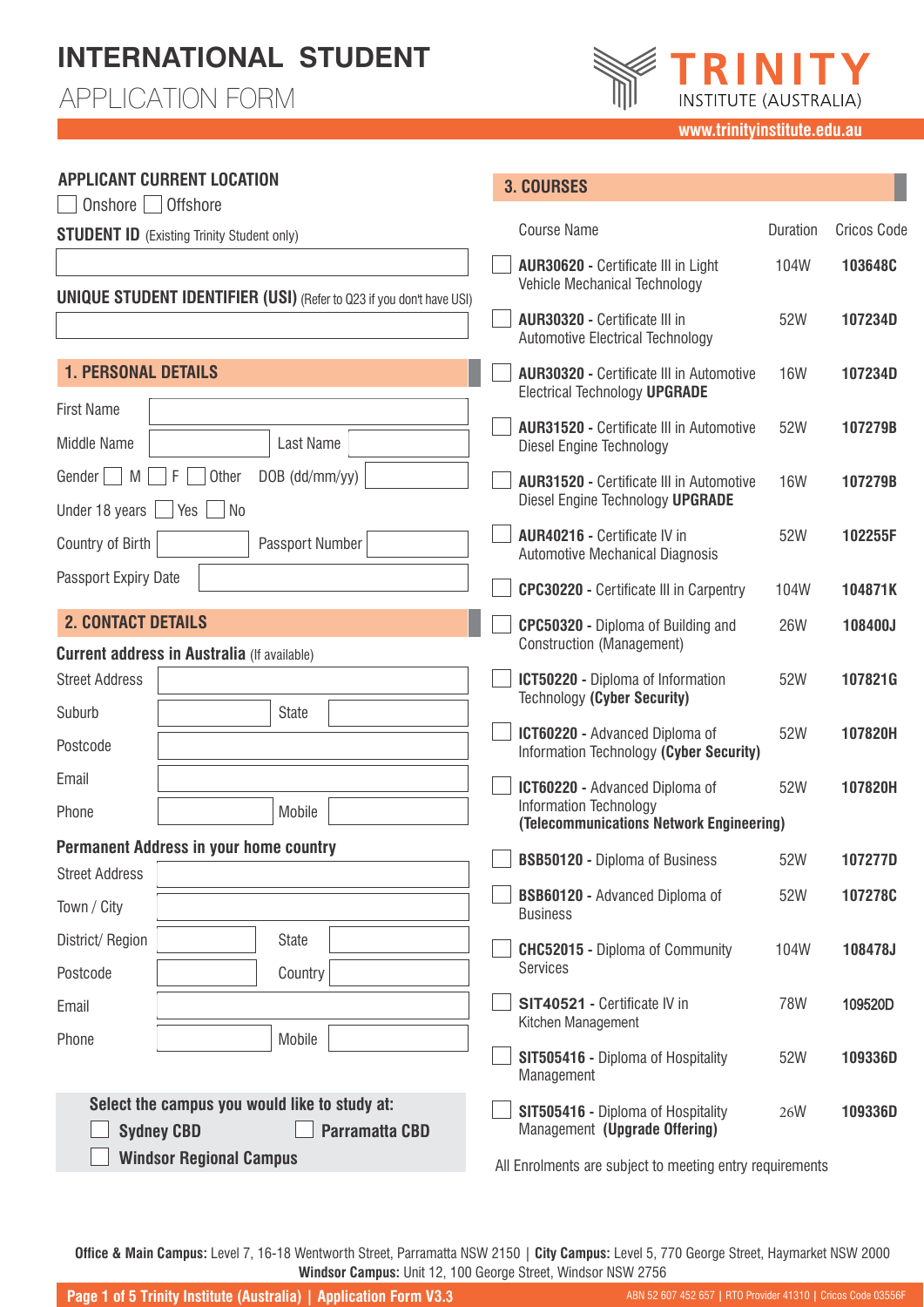# INTERNATIONAL STUDENT

## APPLICATION FORM

TRINITY INSTITUTE (AUSTRALIA)

www.trinityinstitute.edu.au

**APPLICANT CURRENT LOCATION**

☐ Onshore ☐ Offshore

**STUDENT ID** (Existing Trinity Student only)

**UNIQUE STUDENT IDENTIFIER (USI)** (Refer to Q23 if you don't have USI)

## 1. PERSONAL DETAILS

First Name

Middle Name | Last Name

Gender ☐ M ☐ F ☐ Other | DOB (dd/mm/yy)

Under 18 years ☐ Yes ☐ No

Country of Birth | Passport Number

Passport Expiry Date

## 2. CONTACT DETAILS

**Current address in Australia** (If available)

Street Address

Suburb | State

Postcode

Email

Phone | Mobile

**Permanent Address in your home country**

Street Address

Town / City

District/ Region | State

Postcode | Country

Email

Phone | Mobile

**Select the campus you would like to study at:**

☐ **Sydney CBD** ☐ **Parramatta CBD**

☐ **Windsor Regional Campus**

## 3. COURSES

| | Course Name | Duration | Cricos Code |
|---|---|---|---|
| ☐ | **AUR30620 -** Certificate III in Light Vehicle Mechanical Technology | 104W | **103648C** |
| ☐ | **AUR30320 -** Certificate III in Automotive Electrical Technology | 52W | **107234D** |
| ☐ | **AUR30320 -** Certificate III in Automotive Electrical Technology **UPGRADE** | 16W | **107234D** |
| ☐ | **AUR31520 -** Certificate III in Automotive Diesel Engine Technology | 52W | **107279B** |
| ☐ | **AUR31520 -** Certificate III in Automotive Diesel Engine Technology **UPGRADE** | 16W | **107279B** |
| ☐ | **AUR40216 -** Certificate IV in Automotive Mechanical Diagnosis | 52W | **102255F** |
| ☐ | **CPC30220 -** Certificate III in Carpentry | 104W | **104871K** |
| ☐ | **CPC50320 -** Diploma of Building and Construction (Management) | 26W | **108400J** |
| ☐ | **ICT50220 -** Diploma of Information Technology **(Cyber Security)** | 52W | **107821G** |
| ☐ | **ICT60220 -** Advanced Diploma of Information Technology **(Cyber Security)** | 52W | **107820H** |
| ☐ | **ICT60220 -** Advanced Diploma of Information Technology **(Telecommunications Network Engineering)** | 52W | **107820H** |
| ☐ | **BSB50120 -** Diploma of Business | 52W | **107277D** |
| ☐ | **BSB60120 -** Advanced Diploma of Business | 52W | **107278C** |
| ☐ | **CHC52015 -** Diploma of Community Services | 104W | **108478J** |
| ☐ | **SIT40521 -** Certificate IV in Kitchen Management | 78W | **109520D** |
| ☐ | **SIT505416 -** Diploma of Hospitality Management | 52W | **109336D** |
| ☐ | **SIT505416 -** Diploma of Hospitality Management **(Upgrade Offering)** | 26W | **109336D** |

All Enrolments are subject to meeting entry requirements

**Office & Main Campus:** Level 7, 16-18 Wentworth Street, Parramatta NSW 2150 | **City Campus:** Level 5, 770 George Street, Haymarket NSW 2000
**Windsor Campus:** Unit 12, 100 George Street, Windsor NSW 2756

ABN 52 607 452 657 | RTO Provider 41310 | Cricos Code 03556F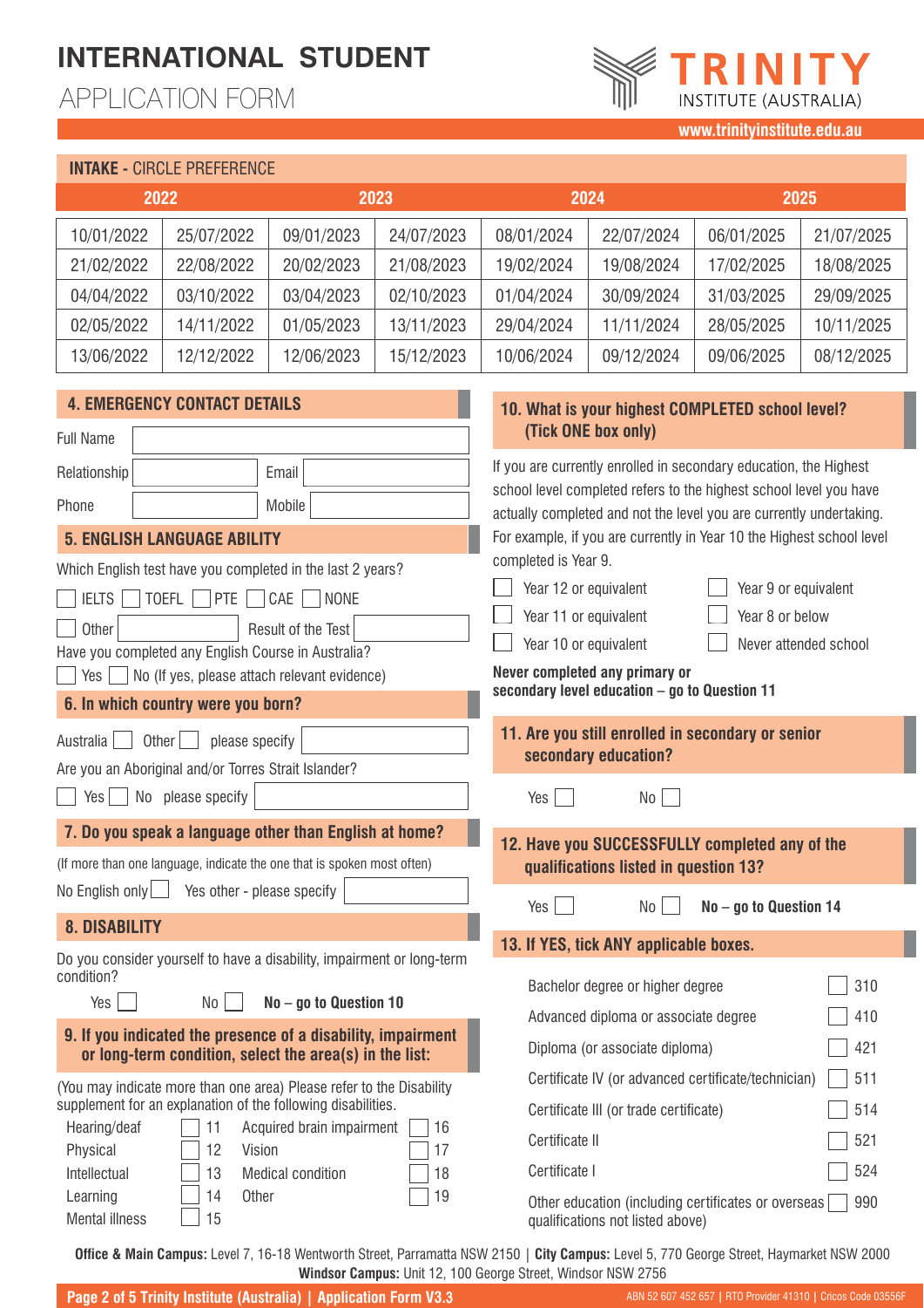# INTERNATIONAL STUDENT

APPLICATION FORM

TRINITY INSTITUTE (AUSTRALIA)

www.trinityinstitute.edu.au

**INTAKE -** CIRCLE PREFERENCE

| 2022 | | 2023 | | 2024 | | 2025 | |
|---|---|---|---|---|---|---|---|
| 10/01/2022 | 25/07/2022 | 09/01/2023 | 24/07/2023 | 08/01/2024 | 22/07/2024 | 06/01/2025 | 21/07/2025 |
| 21/02/2022 | 22/08/2022 | 20/02/2023 | 21/08/2023 | 19/02/2024 | 19/08/2024 | 17/02/2025 | 18/08/2025 |
| 04/04/2022 | 03/10/2022 | 03/04/2023 | 02/10/2023 | 01/04/2024 | 30/09/2024 | 31/03/2025 | 29/09/2025 |
| 02/05/2022 | 14/11/2022 | 01/05/2023 | 13/11/2023 | 29/04/2024 | 11/11/2024 | 28/05/2025 | 10/11/2025 |
| 13/06/2022 | 12/12/2022 | 12/06/2023 | 15/12/2023 | 10/06/2024 | 09/12/2024 | 09/06/2025 | 08/12/2025 |

## 4. EMERGENCY CONTACT DETAILS

Full Name

Relationship | Email

Phone | Mobile

## 5. ENGLISH LANGUAGE ABILITY

Which English test have you completed in the last 2 years?

☐ IELTS ☐ TOEFL ☐ PTE ☐ CAE ☐ NONE

☐ Other | Result of the Test

Have you completed any English Course in Australia?

☐ Yes ☐ No (If yes, please attach relevant evidence)

## 6. In which country were you born?

Australia ☐ Other ☐ please specify

Are you an Aboriginal and/or Torres Strait Islander?

☐ Yes ☐ No please specify

## 7. Do you speak a language other than English at home?

(If more than one language, indicate the one that is spoken most often)

No English only ☐ Yes other - please specify

## 8. DISABILITY

Do you consider yourself to have a disability, impairment or long-term condition?

Yes ☐ No ☐ **No – go to Question 10**

## 9. If you indicated the presence of a disability, impairment or long-term condition, select the area(s) in the list:

(You may indicate more than one area) Please refer to the Disability supplement for an explanation of the following disabilities.

| | | | |
|---|---|---|---|
| Hearing/deaf | ☐ 11 | Acquired brain impairment | ☐ 16 |
| Physical | ☐ 12 | Vision | ☐ 17 |
| Intellectual | ☐ 13 | Medical condition | ☐ 18 |
| Learning | ☐ 14 | Other | ☐ 19 |
| Mental illness | ☐ 15 | | |

## 10. What is your highest COMPLETED school level? (Tick ONE box only)

If you are currently enrolled in secondary education, the Highest school level completed refers to the highest school level you have actually completed and not the level you are currently undertaking. For example, if you are currently in Year 10 the Highest school level completed is Year 9.

☐ Year 12 or equivalent ☐ Year 9 or equivalent

☐ Year 11 or equivalent ☐ Year 8 or below

☐ Year 10 or equivalent ☐ Never attended school

**Never completed any primary or secondary level education – go to Question 11**

## 11. Are you still enrolled in secondary or senior secondary education?

Yes ☐ No ☐

## 12. Have you SUCCESSFULLY completed any of the qualifications listed in question 13?

Yes ☐ No ☐ **No – go to Question 14**

## 13. If YES, tick ANY applicable boxes.

| | |
|---|---|
| Bachelor degree or higher degree | ☐ 310 |
| Advanced diploma or associate degree | ☐ 410 |
| Diploma (or associate diploma) | ☐ 421 |
| Certificate IV (or advanced certificate/technician) | ☐ 511 |
| Certificate III (or trade certificate) | ☐ 514 |
| Certificate II | ☐ 521 |
| Certificate I | ☐ 524 |
| Other education (including certificates or overseas qualifications not listed above) | ☐ 990 |

**Office & Main Campus:** Level 7, 16-18 Wentworth Street, Parramatta NSW 2150 | **City Campus:** Level 5, 770 George Street, Haymarket NSW 2000
**Windsor Campus:** Unit 12, 100 George Street, Windsor NSW 2756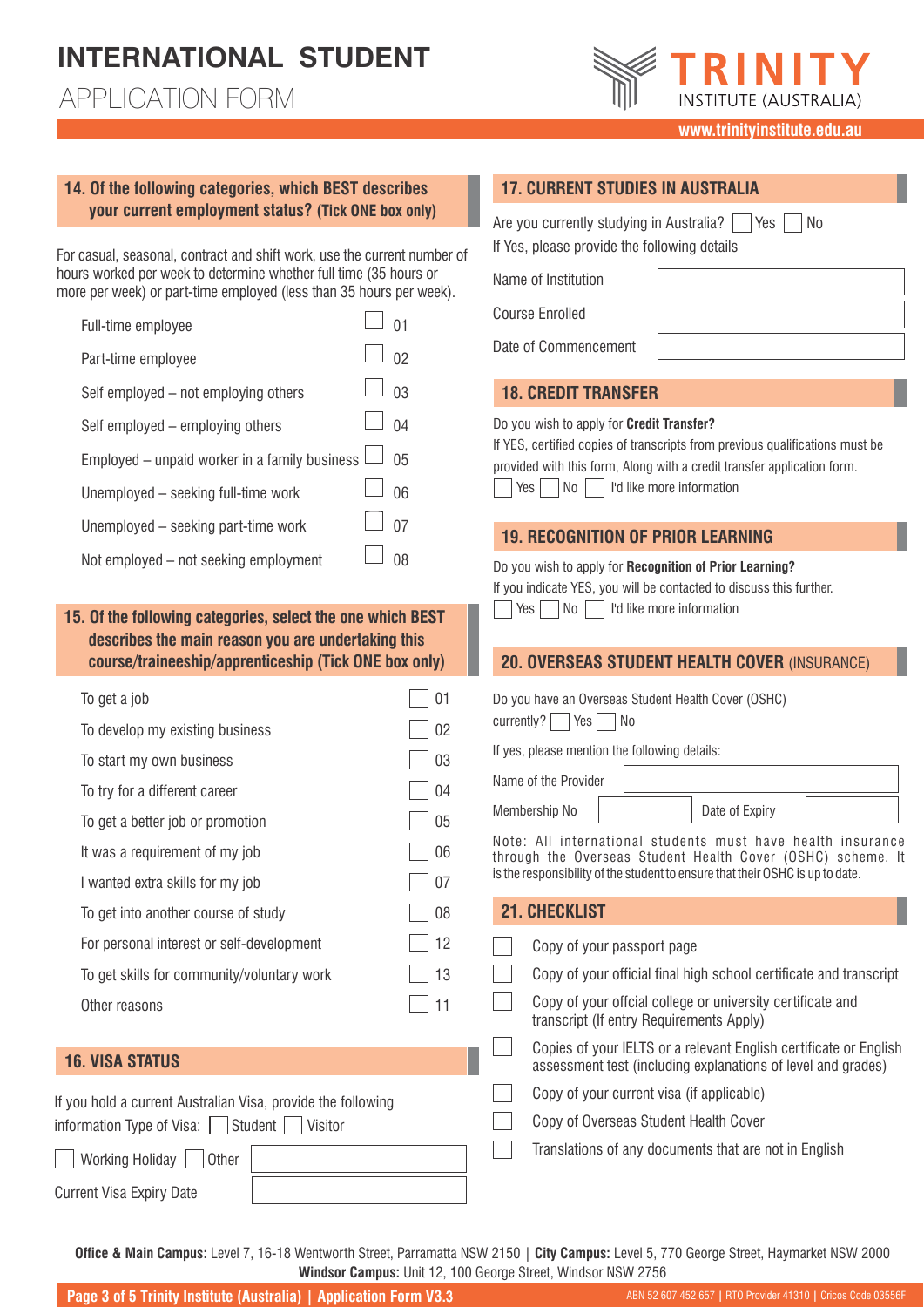# INTERNATIONAL STUDENT APPLICATION FORM

**TRINITY INSTITUTE (AUSTRALIA)**

www.trinityinstitute.edu.au

## 14. Of the following categories, which BEST describes your current employment status? (Tick ONE box only)

For casual, seasonal, contract and shift work, use the current number of hours worked per week to determine whether full time (35 hours or more per week) or part-time employed (less than 35 hours per week).

| Category | Code |
|---|---|
| Full-time employee | ☐ 01 |
| Part-time employee | ☐ 02 |
| Self employed – not employing others | ☐ 03 |
| Self employed – employing others | ☐ 04 |
| Employed – unpaid worker in a family business | ☐ 05 |
| Unemployed – seeking full-time work | ☐ 06 |
| Unemployed – seeking part-time work | ☐ 07 |
| Not employed – not seeking employment | ☐ 08 |

## 15. Of the following categories, select the one which BEST describes the main reason you are undertaking this course/traineeship/apprenticeship (Tick ONE box only)

| Reason | Code |
|---|---|
| To get a job | ☐ 01 |
| To develop my existing business | ☐ 02 |
| To start my own business | ☐ 03 |
| To try for a different career | ☐ 04 |
| To get a better job or promotion | ☐ 05 |
| It was a requirement of my job | ☐ 06 |
| I wanted extra skills for my job | ☐ 07 |
| To get into another course of study | ☐ 08 |
| For personal interest or self-development | ☐ 12 |
| To get skills for community/voluntary work | ☐ 13 |
| Other reasons | ☐ 11 |

## 16. VISA STATUS

If you hold a current Australian Visa, provide the following information Type of Visa: ☐ Student ☐ Visitor

☐ Working Holiday ☐ Other ____________________

Current Visa Expiry Date ____________________

## 17. CURRENT STUDIES IN AUSTRALIA

Are you currently studying in Australia? ☐ Yes ☐ No

If Yes, please provide the following details

Name of Institution ____________________

Course Enrolled ____________________

Date of Commencement ____________________

## 18. CREDIT TRANSFER

Do you wish to apply for **Credit Transfer?**

If YES, certified copies of transcripts from previous qualifications must be provided with this form, Along with a credit transfer application form.

☐ Yes ☐ No ☐ I'd like more information

## 19. RECOGNITION OF PRIOR LEARNING

Do you wish to apply for **Recognition of Prior Learning?**

If you indicate YES, you will be contacted to discuss this further.

☐ Yes ☐ No ☐ I'd like more information

## 20. OVERSEAS STUDENT HEALTH COVER (INSURANCE)

Do you have an Overseas Student Health Cover (OSHC) currently? ☐ Yes ☐ No

If yes, please mention the following details:

Name of the Provider ____________________

Membership No ____________________ Date of Expiry ____________________

Note: All international students must have health insurance through the Overseas Student Health Cover (OSHC) scheme. It is the responsibility of the student to ensure that their OSHC is up to date.

## 21. CHECKLIST

- ☐ Copy of your passport page
- ☐ Copy of your official final high school certificate and transcript
- ☐ Copy of your offcial college or university certificate and transcript (If entry Requirements Apply)
- ☐ Copies of your IELTS or a relevant English certificate or English assessment test (including explanations of level and grades)
- ☐ Copy of your current visa (if applicable)
- ☐ Copy of Overseas Student Health Cover
- ☐ Translations of any documents that are not in English

**Office & Main Campus:** Level 7, 16-18 Wentworth Street, Parramatta NSW 2150 | **City Campus:** Level 5, 770 George Street, Haymarket NSW 2000
**Windsor Campus:** Unit 12, 100 George Street, Windsor NSW 2756

ABN 52 607 452 657 | RTO Provider 41310 | Cricos Code 03556F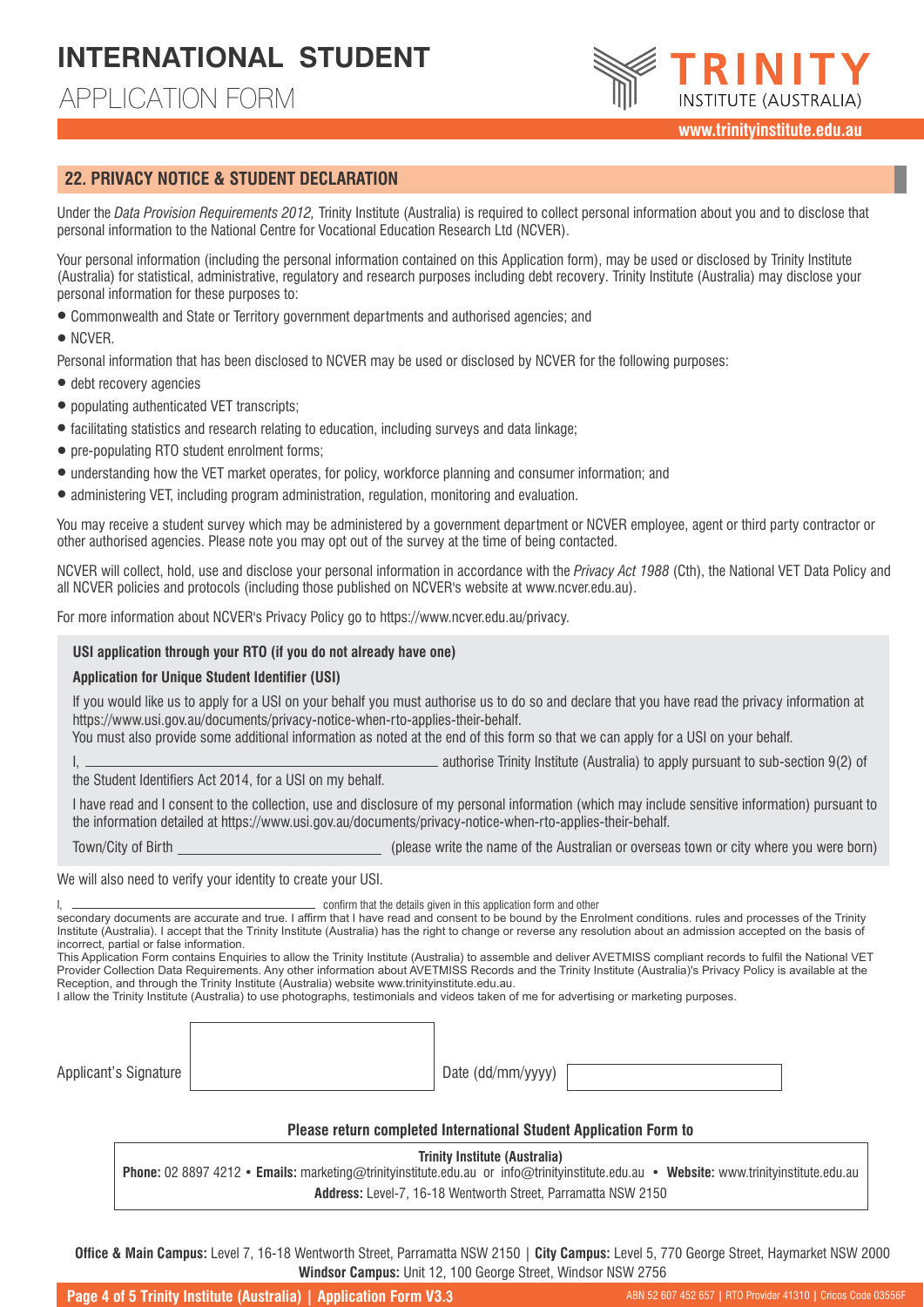## 22. PRIVACY NOTICE & STUDENT DECLARATION

Under the *Data Provision Requirements 2012,* Trinity Institute (Australia) is required to collect personal information about you and to disclose that personal information to the National Centre for Vocational Education Research Ltd (NCVER).

Your personal information (including the personal information contained on this Application form), may be used or disclosed by Trinity Institute (Australia) for statistical, administrative, regulatory and research purposes including debt recovery. Trinity Institute (Australia) may disclose your personal information for these purposes to:

- Commonwealth and State or Territory government departments and authorised agencies; and
- NCVER.

Personal information that has been disclosed to NCVER may be used or disclosed by NCVER for the following purposes:

- debt recovery agencies
- populating authenticated VET transcripts;
- facilitating statistics and research relating to education, including surveys and data linkage;
- pre-populating RTO student enrolment forms;
- understanding how the VET market operates, for policy, workforce planning and consumer information; and
- administering VET, including program administration, regulation, monitoring and evaluation.

You may receive a student survey which may be administered by a government department or NCVER employee, agent or third party contractor or other authorised agencies. Please note you may opt out of the survey at the time of being contacted.

NCVER will collect, hold, use and disclose your personal information in accordance with the *Privacy Act 1988* (Cth), the National VET Data Policy and all NCVER policies and protocols (including those published on NCVER's website at www.ncver.edu.au).

For more information about NCVER's Privacy Policy go to https://www.ncver.edu.au/privacy.

**USI application through your RTO (if you do not already have one)**

**Application for Unique Student Identifier (USI)**

If you would like us to apply for a USI on your behalf you must authorise us to do so and declare that you have read the privacy information at https://www.usi.gov.au/documents/privacy-notice-when-rto-applies-their-behalf.
You must also provide some additional information as noted at the end of this form so that we can apply for a USI on your behalf.

I, ______________________________ authorise Trinity Institute (Australia) to apply pursuant to sub-section 9(2) of the Student Identifiers Act 2014, for a USI on my behalf.

I have read and I consent to the collection, use and disclosure of my personal information (which may include sensitive information) pursuant to the information detailed at https://www.usi.gov.au/documents/privacy-notice-when-rto-applies-their-behalf.

Town/City of Birth ______________________ (please write the name of the Australian or overseas town or city where you were born)

We will also need to verify your identity to create your USI.

I, ______________________________ confirm that the details given in this application form and other secondary documents are accurate and true. I affirm that I have read and consent to be bound by the Enrolment conditions. rules and processes of the Trinity Institute (Australia). I accept that the Trinity Institute (Australia) has the right to change or reverse any resolution about an admission accepted on the basis of incorrect, partial or false information.
This Application Form contains Enquiries to allow the Trinity Institute (Australia) to assemble and deliver AVETMISS compliant records to fulfil the National VET Provider Collection Data Requirements. Any other information about AVETMISS Records and the Trinity Institute (Australia)'s Privacy Policy is available at the Reception, and through the Trinity Institute (Australia) website www.trinityinstitute.edu.au.
I allow the Trinity Institute (Australia) to use photographs, testimonials and videos taken of me for advertising or marketing purposes.

Applicant's Signature ______________________ Date (dd/mm/yyyy) ______________________

**Please return completed International Student Application Form to**

**Trinity Institute (Australia)**
**Phone:** 02 8897 4212 • **Emails:** marketing@trinityinstitute.edu.au or info@trinityinstitute.edu.au • **Website:** www.trinityinstitute.edu.au
**Address:** Level-7, 16-18 Wentworth Street, Parramatta NSW 2150

**Office & Main Campus:** Level 7, 16-18 Wentworth Street, Parramatta NSW 2150 | **City Campus:** Level 5, 770 George Street, Haymarket NSW 2000
**Windsor Campus:** Unit 12, 100 George Street, Windsor NSW 2756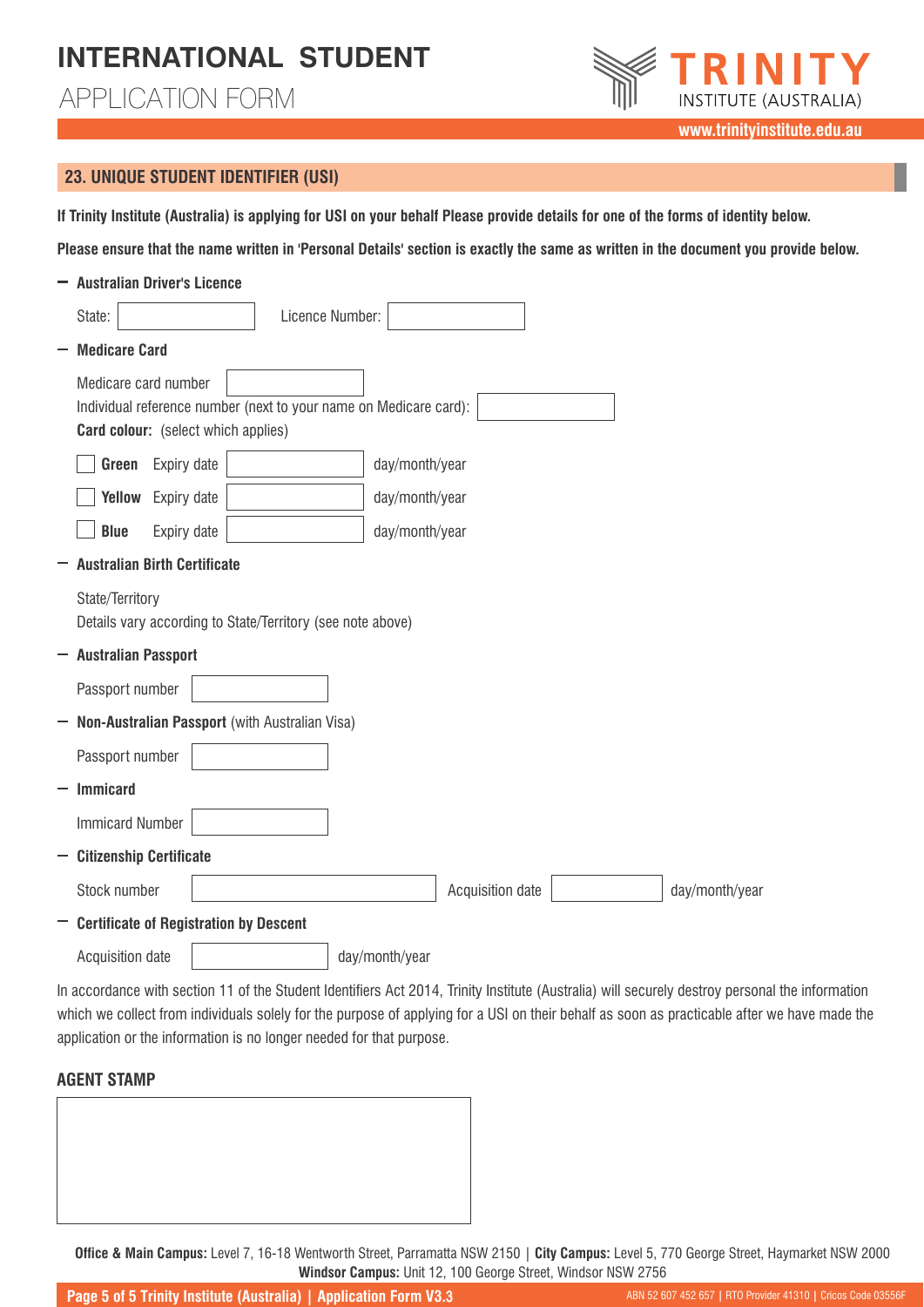## 23. UNIQUE STUDENT IDENTIFIER (USI)

**If Trinity Institute (Australia) is applying for USI on your behalf Please provide details for one of the forms of identity below.**

**Please ensure that the name written in 'Personal Details' section is exactly the same as written in the document you provide below.**

– **Australian Driver's Licence**

State: ______ Licence Number: ______

– **Medicare Card**

Medicare card number ______

Individual reference number (next to your name on Medicare card): ______

**Card colour:** (select which applies)

- ☐ **Green** Expiry date ______ day/month/year
- ☐ **Yellow** Expiry date ______ day/month/year
- ☐ **Blue** Expiry date ______ day/month/year

– **Australian Birth Certificate**

State/Territory

Details vary according to State/Territory (see note above)

– **Australian Passport**

Passport number ______

– **Non-Australian Passport** (with Australian Visa)

Passport number ______

– **Immicard**

Immicard Number ______

– **Citizenship Certificate**

Stock number ______ Acquisition date ______ day/month/year

– **Certificate of Registration by Descent**

Acquisition date ______ day/month/year

In accordance with section 11 of the Student Identifiers Act 2014, Trinity Institute (Australia) will securely destroy personal the information which we collect from individuals solely for the purpose of applying for a USI on their behalf as soon as practicable after we have made the application or the information is no longer needed for that purpose.

### AGENT STAMP

**Office & Main Campus:** Level 7, 16-18 Wentworth Street, Parramatta NSW 2150 | **City Campus:** Level 5, 770 George Street, Haymarket NSW 2000
**Windsor Campus:** Unit 12, 100 George Street, Windsor NSW 2756

ABN 52 607 452 657 | RTO Provider 41310 | Cricos Code 03556F